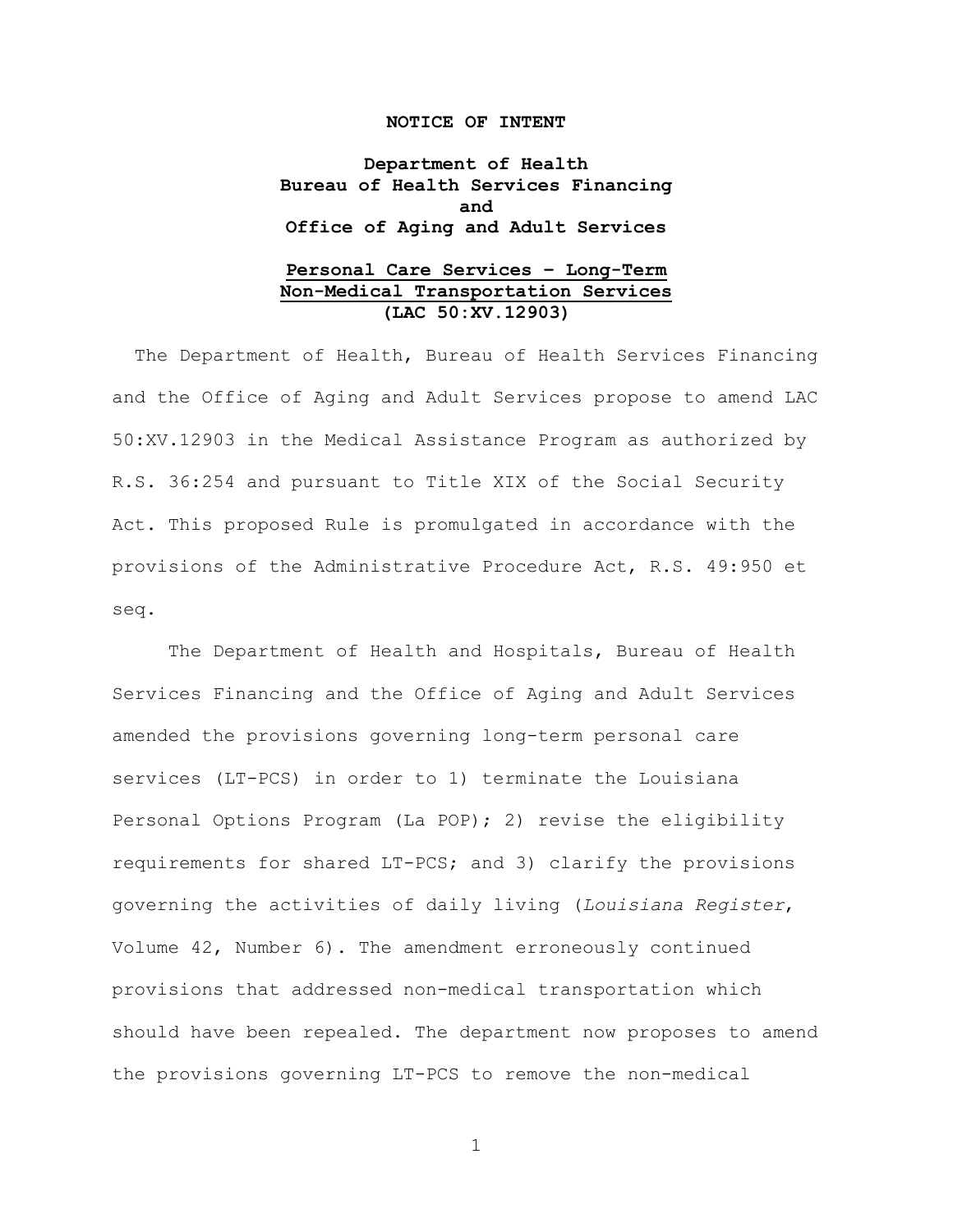**NOTICE OF INTENT**

**Department of Health**
**Bureau of Health Services Financing**
**and**
**Office of Aging and Adult Services**

**Personal Care Services – Long-Term**
**Non-Medical Transportation Services**
**(LAC 50:XV.12903)**

The Department of Health, Bureau of Health Services Financing and the Office of Aging and Adult Services propose to amend LAC 50:XV.12903 in the Medical Assistance Program as authorized by R.S. 36:254 and pursuant to Title XIX of the Social Security Act. This proposed Rule is promulgated in accordance with the provisions of the Administrative Procedure Act, R.S. 49:950 et seq.

The Department of Health and Hospitals, Bureau of Health Services Financing and the Office of Aging and Adult Services amended the provisions governing long-term personal care services (LT-PCS) in order to 1) terminate the Louisiana Personal Options Program (La POP); 2) revise the eligibility requirements for shared LT-PCS; and 3) clarify the provisions governing the activities of daily living (*Louisiana Register*, Volume 42, Number 6). The amendment erroneously continued provisions that addressed non-medical transportation which should have been repealed. The department now proposes to amend the provisions governing LT-PCS to remove the non-medical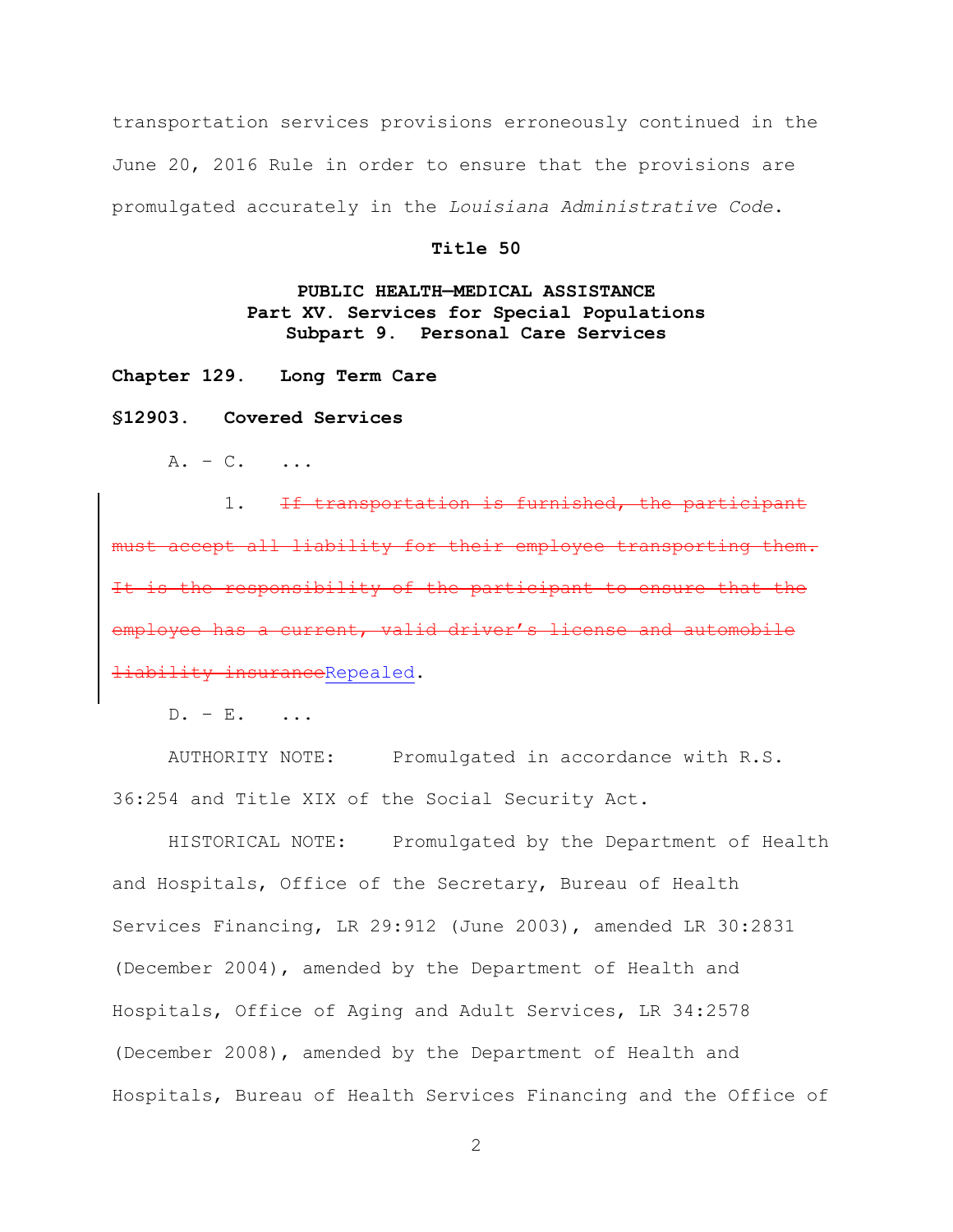transportation services provisions erroneously continued in the June 20, 2016 Rule in order to ensure that the provisions are promulgated accurately in the *Louisiana Administrative Code*.

**Title 50**

**PUBLIC HEALTH—MEDICAL ASSISTANCE**
**Part XV. Services for Special Populations**
**Subpart 9. Personal Care Services**

**Chapter 129. Long Term Care**

**§12903. Covered Services**

A. – C. ...

1. ~~If transportation is furnished, the participant must accept all liability for their employee transporting them. It is the responsibility of the participant to ensure that the employee has a current, valid driver's license and automobile liability insurance~~Repealed.

D. – E. ...

AUTHORITY NOTE: Promulgated in accordance with R.S. 36:254 and Title XIX of the Social Security Act.

HISTORICAL NOTE: Promulgated by the Department of Health and Hospitals, Office of the Secretary, Bureau of Health Services Financing, LR 29:912 (June 2003), amended LR 30:2831 (December 2004), amended by the Department of Health and Hospitals, Office of Aging and Adult Services, LR 34:2578 (December 2008), amended by the Department of Health and Hospitals, Bureau of Health Services Financing and the Office of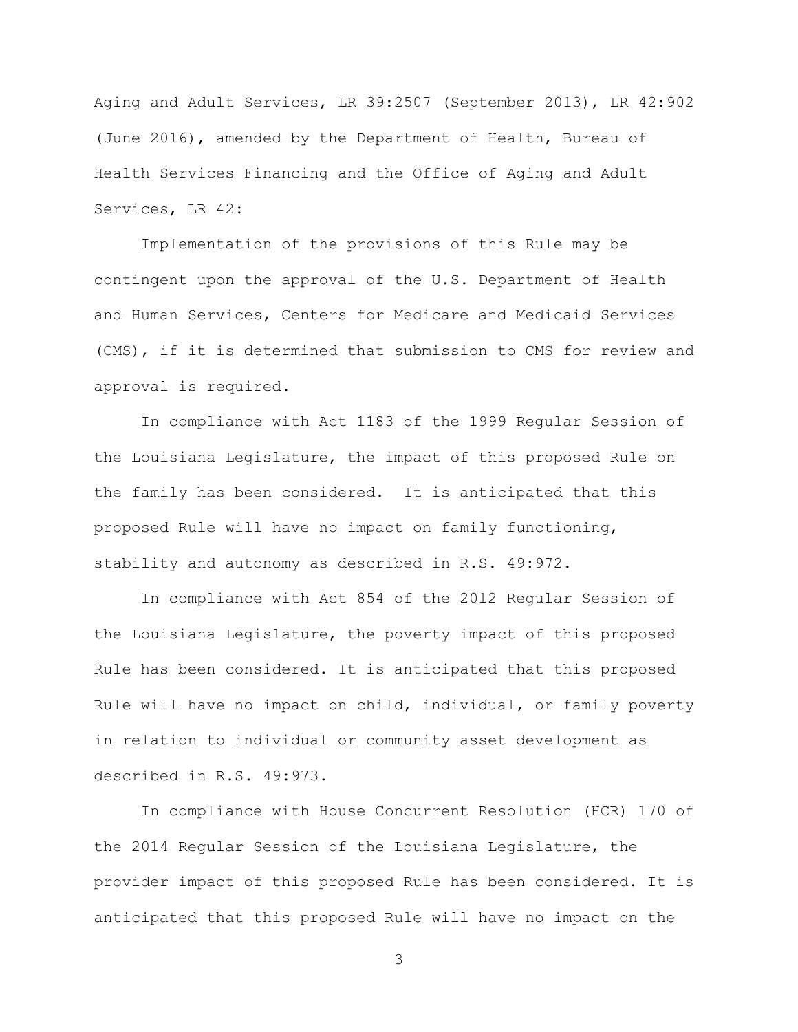Aging and Adult Services, LR 39:2507 (September 2013), LR 42:902 (June 2016), amended by the Department of Health, Bureau of Health Services Financing and the Office of Aging and Adult Services, LR 42:

Implementation of the provisions of this Rule may be contingent upon the approval of the U.S. Department of Health and Human Services, Centers for Medicare and Medicaid Services (CMS), if it is determined that submission to CMS for review and approval is required.

In compliance with Act 1183 of the 1999 Regular Session of the Louisiana Legislature, the impact of this proposed Rule on the family has been considered. It is anticipated that this proposed Rule will have no impact on family functioning, stability and autonomy as described in R.S. 49:972.

In compliance with Act 854 of the 2012 Regular Session of the Louisiana Legislature, the poverty impact of this proposed Rule has been considered. It is anticipated that this proposed Rule will have no impact on child, individual, or family poverty in relation to individual or community asset development as described in R.S. 49:973.

In compliance with House Concurrent Resolution (HCR) 170 of the 2014 Regular Session of the Louisiana Legislature, the provider impact of this proposed Rule has been considered. It is anticipated that this proposed Rule will have no impact on the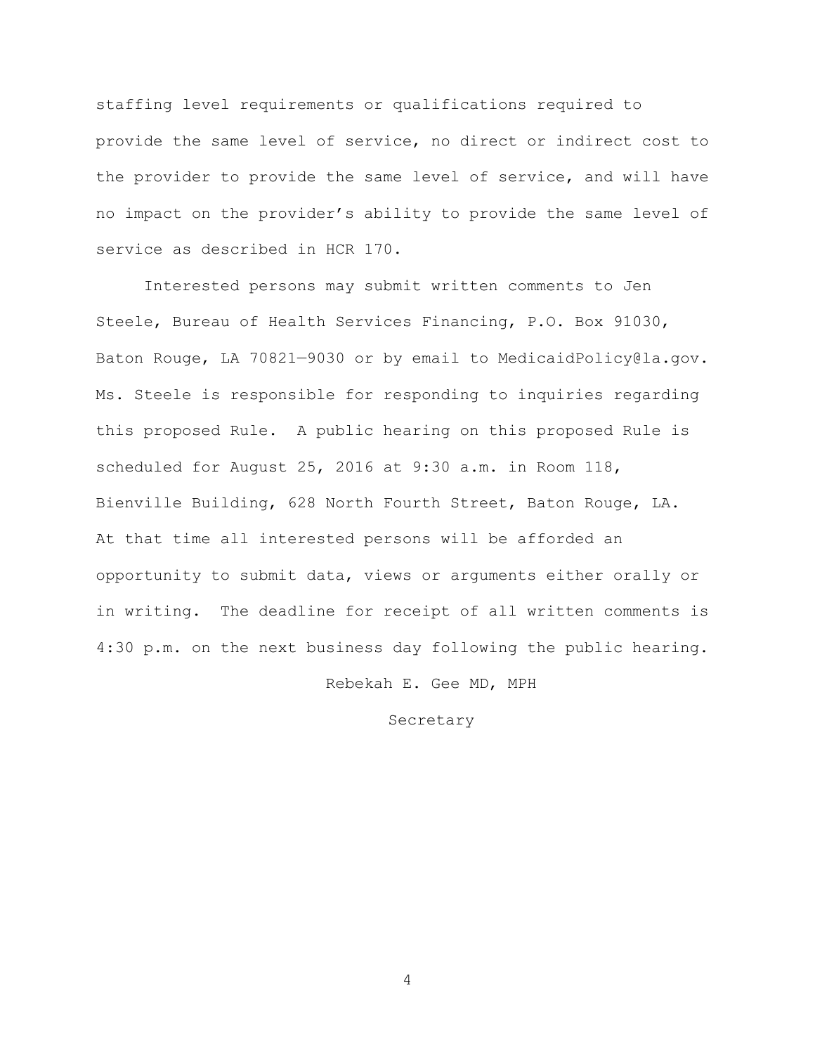staffing level requirements or qualifications required to provide the same level of service, no direct or indirect cost to the provider to provide the same level of service, and will have no impact on the provider's ability to provide the same level of service as described in HCR 170.

Interested persons may submit written comments to Jen Steele, Bureau of Health Services Financing, P.O. Box 91030, Baton Rouge, LA 70821—9030 or by email to MedicaidPolicy@la.gov. Ms. Steele is responsible for responding to inquiries regarding this proposed Rule. A public hearing on this proposed Rule is scheduled for August 25, 2016 at 9:30 a.m. in Room 118, Bienville Building, 628 North Fourth Street, Baton Rouge, LA. At that time all interested persons will be afforded an opportunity to submit data, views or arguments either orally or in writing. The deadline for receipt of all written comments is 4:30 p.m. on the next business day following the public hearing.

Rebekah E. Gee MD, MPH

Secretary